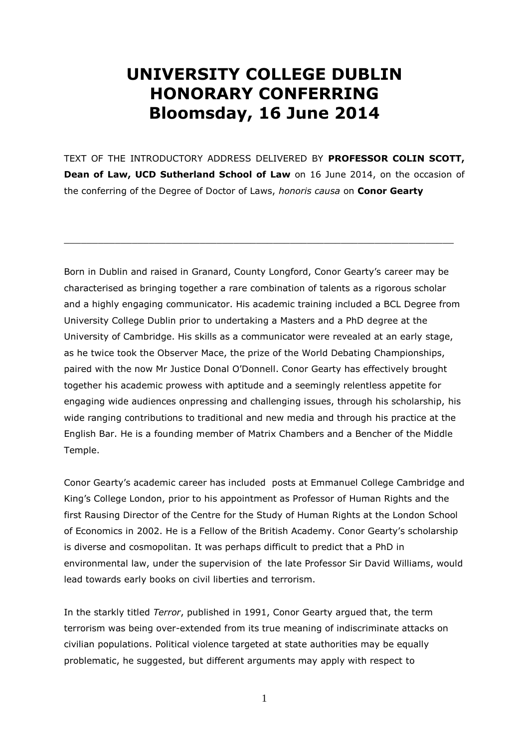# UNIVERSITY COLLEGE DUBLIN
# HONORARY CONFERRING
# Bloomsday, 16 June 2014

TEXT OF THE INTRODUCTORY ADDRESS DELIVERED BY **PROFESSOR COLIN SCOTT, Dean of Law, UCD Sutherland School of Law** on 16 June 2014, on the occasion of the conferring of the Degree of Doctor of Laws, *honoris causa* on **Conor Gearty**

---

Born in Dublin and raised in Granard, County Longford, Conor Gearty's career may be characterised as bringing together a rare combination of talents as a rigorous scholar and a highly engaging communicator. His academic training included a BCL Degree from University College Dublin prior to undertaking a Masters and a PhD degree at the University of Cambridge. His skills as a communicator were revealed at an early stage, as he twice took the Observer Mace, the prize of the World Debating Championships, paired with the now Mr Justice Donal O'Donnell. Conor Gearty has effectively brought together his academic prowess with aptitude and a seemingly relentless appetite for engaging wide audiences onpressing and challenging issues, through his scholarship, his wide ranging contributions to traditional and new media and through his practice at the English Bar. He is a founding member of Matrix Chambers and a Bencher of the Middle Temple.

Conor Gearty's academic career has included posts at Emmanuel College Cambridge and King's College London, prior to his appointment as Professor of Human Rights and the first Rausing Director of the Centre for the Study of Human Rights at the London School of Economics in 2002. He is a Fellow of the British Academy. Conor Gearty's scholarship is diverse and cosmopolitan. It was perhaps difficult to predict that a PhD in environmental law, under the supervision of the late Professor Sir David Williams, would lead towards early books on civil liberties and terrorism.

In the starkly titled *Terror*, published in 1991, Conor Gearty argued that, the term terrorism was being over-extended from its true meaning of indiscriminate attacks on civilian populations. Political violence targeted at state authorities may be equally problematic, he suggested, but different arguments may apply with respect to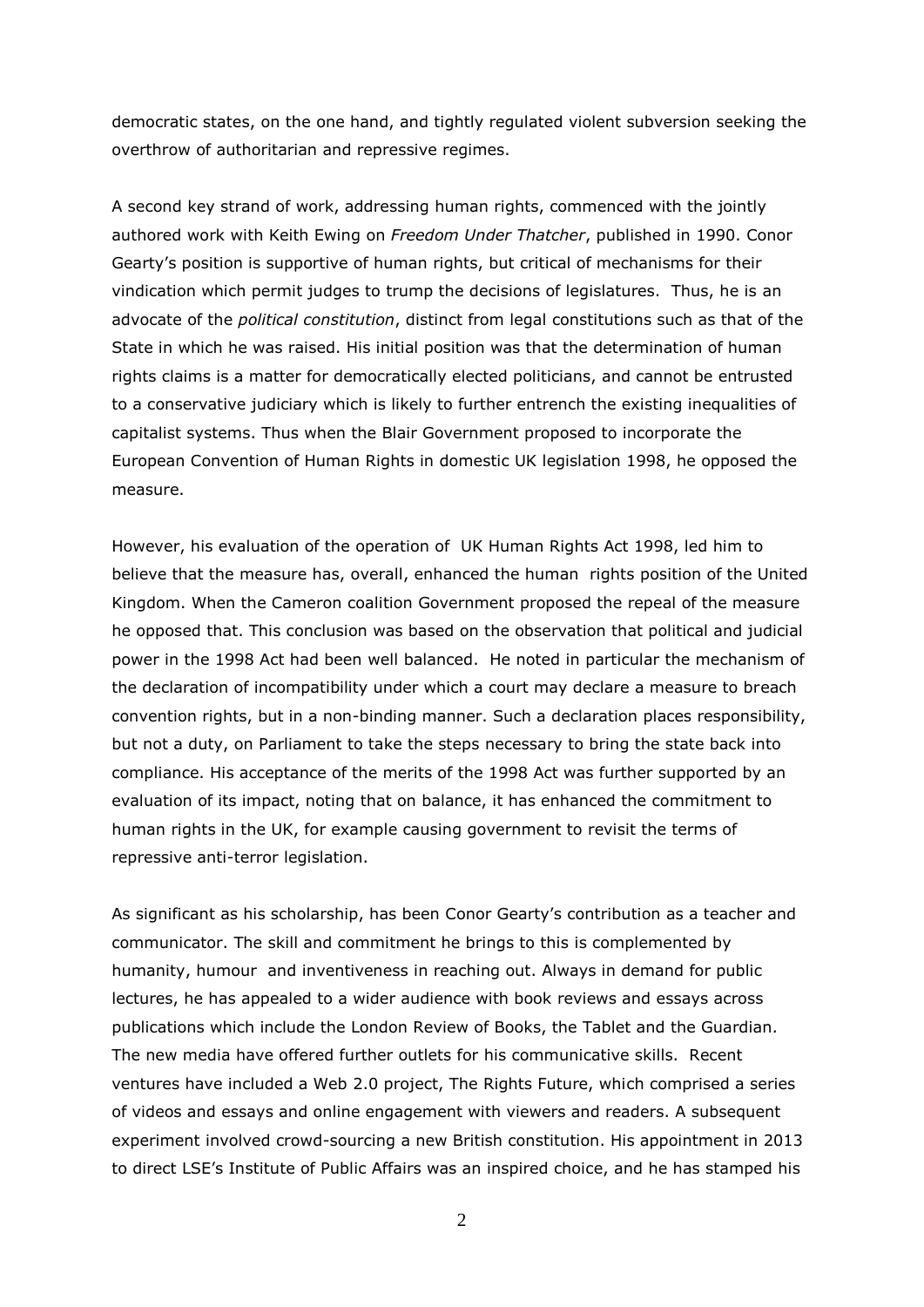democratic states, on the one hand, and tightly regulated violent subversion seeking the overthrow of authoritarian and repressive regimes.

A second key strand of work, addressing human rights, commenced with the jointly authored work with Keith Ewing on *Freedom Under Thatcher*, published in 1990. Conor Gearty's position is supportive of human rights, but critical of mechanisms for their vindication which permit judges to trump the decisions of legislatures. Thus, he is an advocate of the *political constitution*, distinct from legal constitutions such as that of the State in which he was raised. His initial position was that the determination of human rights claims is a matter for democratically elected politicians, and cannot be entrusted to a conservative judiciary which is likely to further entrench the existing inequalities of capitalist systems. Thus when the Blair Government proposed to incorporate the European Convention of Human Rights in domestic UK legislation 1998, he opposed the measure.

However, his evaluation of the operation of UK Human Rights Act 1998, led him to believe that the measure has, overall, enhanced the human rights position of the United Kingdom. When the Cameron coalition Government proposed the repeal of the measure he opposed that. This conclusion was based on the observation that political and judicial power in the 1998 Act had been well balanced. He noted in particular the mechanism of the declaration of incompatibility under which a court may declare a measure to breach convention rights, but in a non-binding manner. Such a declaration places responsibility, but not a duty, on Parliament to take the steps necessary to bring the state back into compliance. His acceptance of the merits of the 1998 Act was further supported by an evaluation of its impact, noting that on balance, it has enhanced the commitment to human rights in the UK, for example causing government to revisit the terms of repressive anti-terror legislation.

As significant as his scholarship, has been Conor Gearty's contribution as a teacher and communicator. The skill and commitment he brings to this is complemented by humanity, humour and inventiveness in reaching out. Always in demand for public lectures, he has appealed to a wider audience with book reviews and essays across publications which include the London Review of Books, the Tablet and the Guardian. The new media have offered further outlets for his communicative skills. Recent ventures have included a Web 2.0 project, The Rights Future, which comprised a series of videos and essays and online engagement with viewers and readers. A subsequent experiment involved crowd-sourcing a new British constitution. His appointment in 2013 to direct LSE's Institute of Public Affairs was an inspired choice, and he has stamped his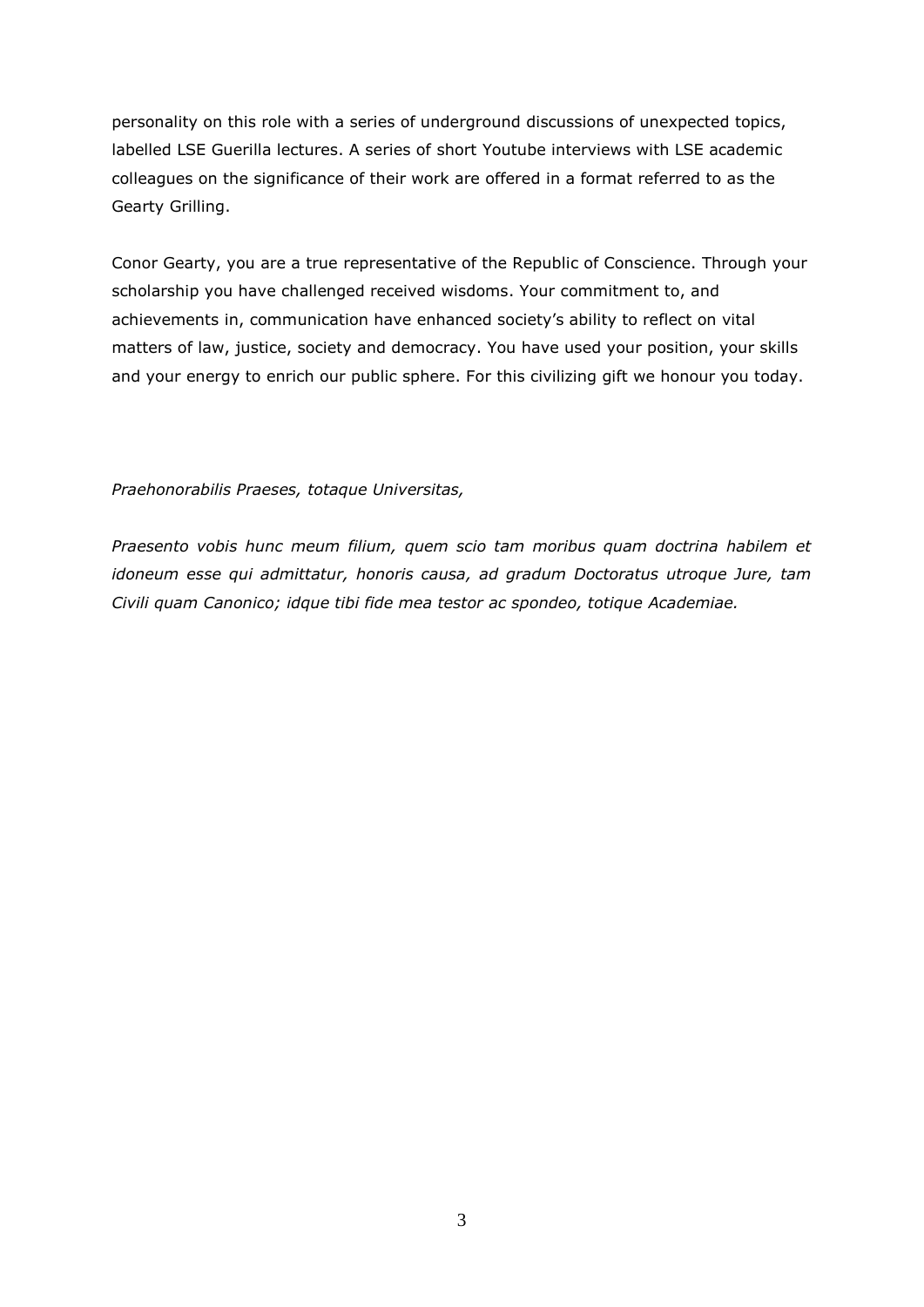personality on this role with a series of underground discussions of unexpected topics, labelled LSE Guerilla lectures. A series of short Youtube interviews with LSE academic colleagues on the significance of their work are offered in a format referred to as the Gearty Grilling.

Conor Gearty, you are a true representative of the Republic of Conscience. Through your scholarship you have challenged received wisdoms. Your commitment to, and achievements in, communication have enhanced society's ability to reflect on vital matters of law, justice, society and democracy. You have used your position, your skills and your energy to enrich our public sphere. For this civilizing gift we honour you today.

*Praehonorabilis Praeses, totaque Universitas,*

*Praesento vobis hunc meum filium, quem scio tam moribus quam doctrina habilem et idoneum esse qui admittatur, honoris causa, ad gradum Doctoratus utroque Jure, tam Civili quam Canonico; idque tibi fide mea testor ac spondeo, totique Academiae.*